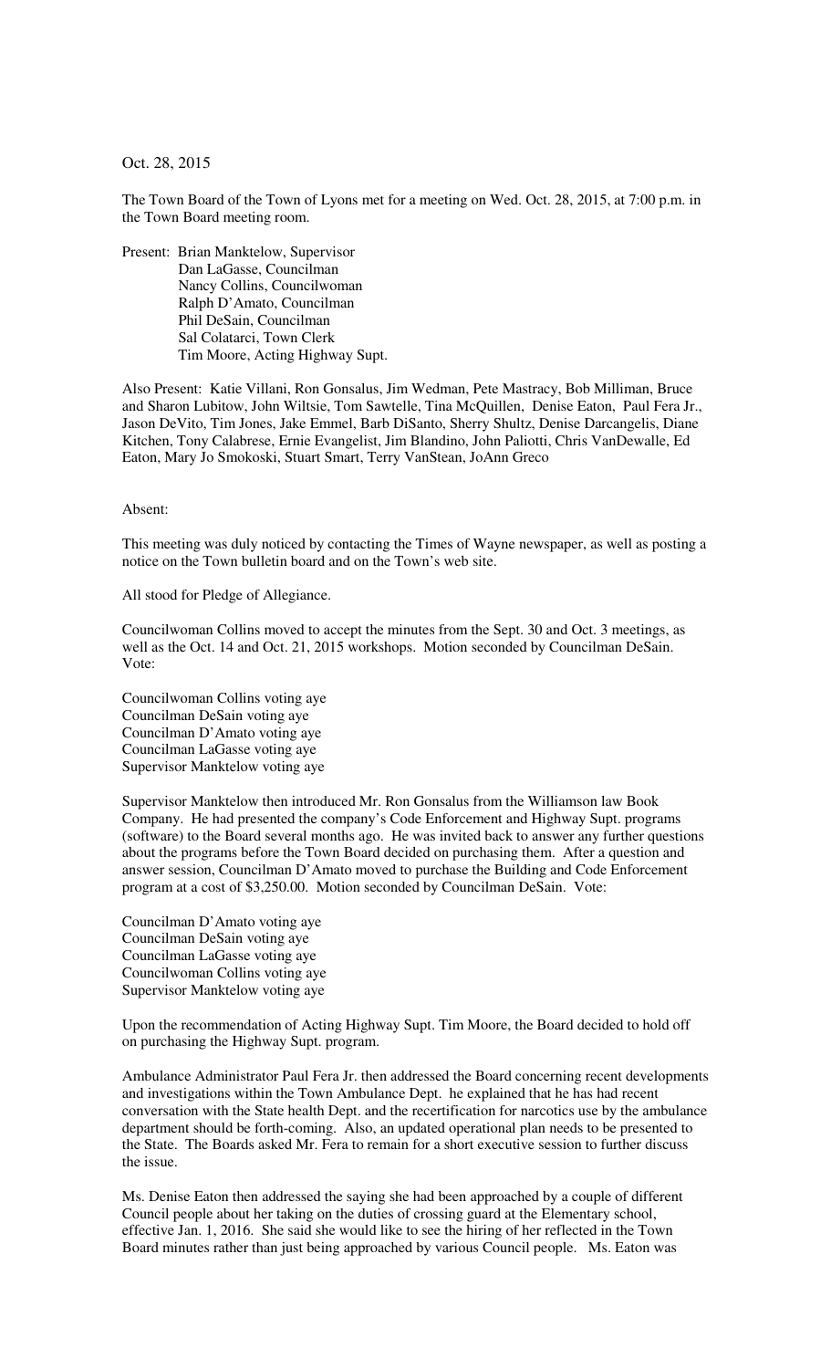Oct. 28, 2015

The Town Board of the Town of Lyons met for a meeting on Wed. Oct. 28, 2015, at 7:00 p.m. in the Town Board meeting room.

Present: Brian Manktelow, Supervisor
Dan LaGasse, Councilman
Nancy Collins, Councilwoman
Ralph D'Amato, Councilman
Phil DeSain, Councilman
Sal Colatarci, Town Clerk
Tim Moore, Acting Highway Supt.

Also Present: Katie Villani, Ron Gonsalus, Jim Wedman, Pete Mastracy, Bob Milliman, Bruce and Sharon Lubitow, John Wiltsie, Tom Sawtelle, Tina McQuillen, Denise Eaton, Paul Fera Jr., Jason DeVito, Tim Jones, Jake Emmel, Barb DiSanto, Sherry Shultz, Denise Darcangelis, Diane Kitchen, Tony Calabrese, Ernie Evangelist, Jim Blandino, John Paliotti, Chris VanDewalle, Ed Eaton, Mary Jo Smokoski, Stuart Smart, Terry VanStean, JoAnn Greco

Absent:

This meeting was duly noticed by contacting the Times of Wayne newspaper, as well as posting a notice on the Town bulletin board and on the Town's web site.

All stood for Pledge of Allegiance.

Councilwoman Collins moved to accept the minutes from the Sept. 30 and Oct. 3 meetings, as well as the Oct. 14 and Oct. 21, 2015 workshops. Motion seconded by Councilman DeSain. Vote:

Councilwoman Collins voting aye
Councilman DeSain voting aye
Councilman D'Amato voting aye
Councilman LaGasse voting aye
Supervisor Manktelow voting aye

Supervisor Manktelow then introduced Mr. Ron Gonsalus from the Williamson law Book Company. He had presented the company's Code Enforcement and Highway Supt. programs (software) to the Board several months ago. He was invited back to answer any further questions about the programs before the Town Board decided on purchasing them. After a question and answer session, Councilman D'Amato moved to purchase the Building and Code Enforcement program at a cost of $3,250.00. Motion seconded by Councilman DeSain. Vote:

Councilman D'Amato voting aye
Councilman DeSain voting aye
Councilman LaGasse voting aye
Councilwoman Collins voting aye
Supervisor Manktelow voting aye

Upon the recommendation of Acting Highway Supt. Tim Moore, the Board decided to hold off on purchasing the Highway Supt. program.

Ambulance Administrator Paul Fera Jr. then addressed the Board concerning recent developments and investigations within the Town Ambulance Dept. he explained that he has had recent conversation with the State health Dept. and the recertification for narcotics use by the ambulance department should be forth-coming. Also, an updated operational plan needs to be presented to the State. The Boards asked Mr. Fera to remain for a short executive session to further discuss the issue.

Ms. Denise Eaton then addressed the saying she had been approached by a couple of different Council people about her taking on the duties of crossing guard at the Elementary school, effective Jan. 1, 2016. She said she would like to see the hiring of her reflected in the Town Board minutes rather than just being approached by various Council people. Ms. Eaton was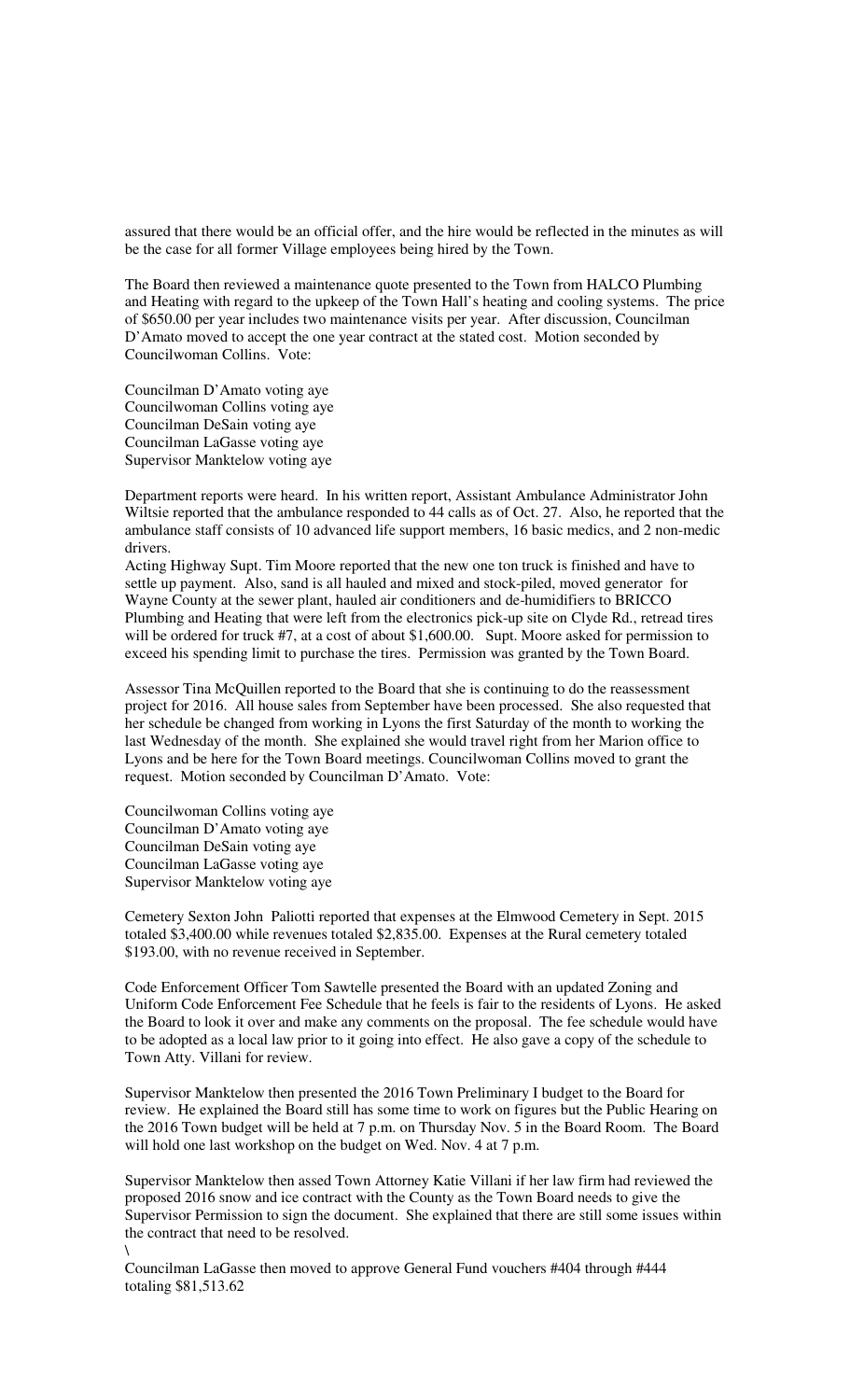assured that there would be an official offer, and the hire would be reflected in the minutes as will be the case for all former Village employees being hired by the Town.

The Board then reviewed a maintenance quote presented to the Town from HALCO Plumbing and Heating with regard to the upkeep of the Town Hall's heating and cooling systems. The price of $650.00 per year includes two maintenance visits per year. After discussion, Councilman D'Amato moved to accept the one year contract at the stated cost. Motion seconded by Councilwoman Collins. Vote:

Councilman D'Amato voting aye
Councilwoman Collins voting aye
Councilman DeSain voting aye
Councilman LaGasse voting aye
Supervisor Manktelow voting aye

Department reports were heard. In his written report, Assistant Ambulance Administrator John Wiltsie reported that the ambulance responded to 44 calls as of Oct. 27. Also, he reported that the ambulance staff consists of 10 advanced life support members, 16 basic medics, and 2 non-medic drivers.

Acting Highway Supt. Tim Moore reported that the new one ton truck is finished and have to settle up payment. Also, sand is all hauled and mixed and stock-piled, moved generator for Wayne County at the sewer plant, hauled air conditioners and de-humidifiers to BRICCO Plumbing and Heating that were left from the electronics pick-up site on Clyde Rd., retread tires will be ordered for truck #7, at a cost of about $1,600.00. Supt. Moore asked for permission to exceed his spending limit to purchase the tires. Permission was granted by the Town Board.

Assessor Tina McQuillen reported to the Board that she is continuing to do the reassessment project for 2016. All house sales from September have been processed. She also requested that her schedule be changed from working in Lyons the first Saturday of the month to working the last Wednesday of the month. She explained she would travel right from her Marion office to Lyons and be here for the Town Board meetings. Councilwoman Collins moved to grant the request. Motion seconded by Councilman D'Amato. Vote:

Councilwoman Collins voting aye
Councilman D'Amato voting aye
Councilman DeSain voting aye
Councilman LaGasse voting aye
Supervisor Manktelow voting aye

Cemetery Sexton John Paliotti reported that expenses at the Elmwood Cemetery in Sept. 2015 totaled $3,400.00 while revenues totaled $2,835.00. Expenses at the Rural cemetery totaled $193.00, with no revenue received in September.

Code Enforcement Officer Tom Sawtelle presented the Board with an updated Zoning and Uniform Code Enforcement Fee Schedule that he feels is fair to the residents of Lyons. He asked the Board to look it over and make any comments on the proposal. The fee schedule would have to be adopted as a local law prior to it going into effect. He also gave a copy of the schedule to Town Atty. Villani for review.

Supervisor Manktelow then presented the 2016 Town Preliminary I budget to the Board for review. He explained the Board still has some time to work on figures but the Public Hearing on the 2016 Town budget will be held at 7 p.m. on Thursday Nov. 5 in the Board Room. The Board will hold one last workshop on the budget on Wed. Nov. 4 at 7 p.m.

Supervisor Manktelow then assed Town Attorney Katie Villani if her law firm had reviewed the proposed 2016 snow and ice contract with the County as the Town Board needs to give the Supervisor Permission to sign the document. She explained that there are still some issues within the contract that need to be resolved.
\

Councilman LaGasse then moved to approve General Fund vouchers #404 through #444 totaling $81,513.62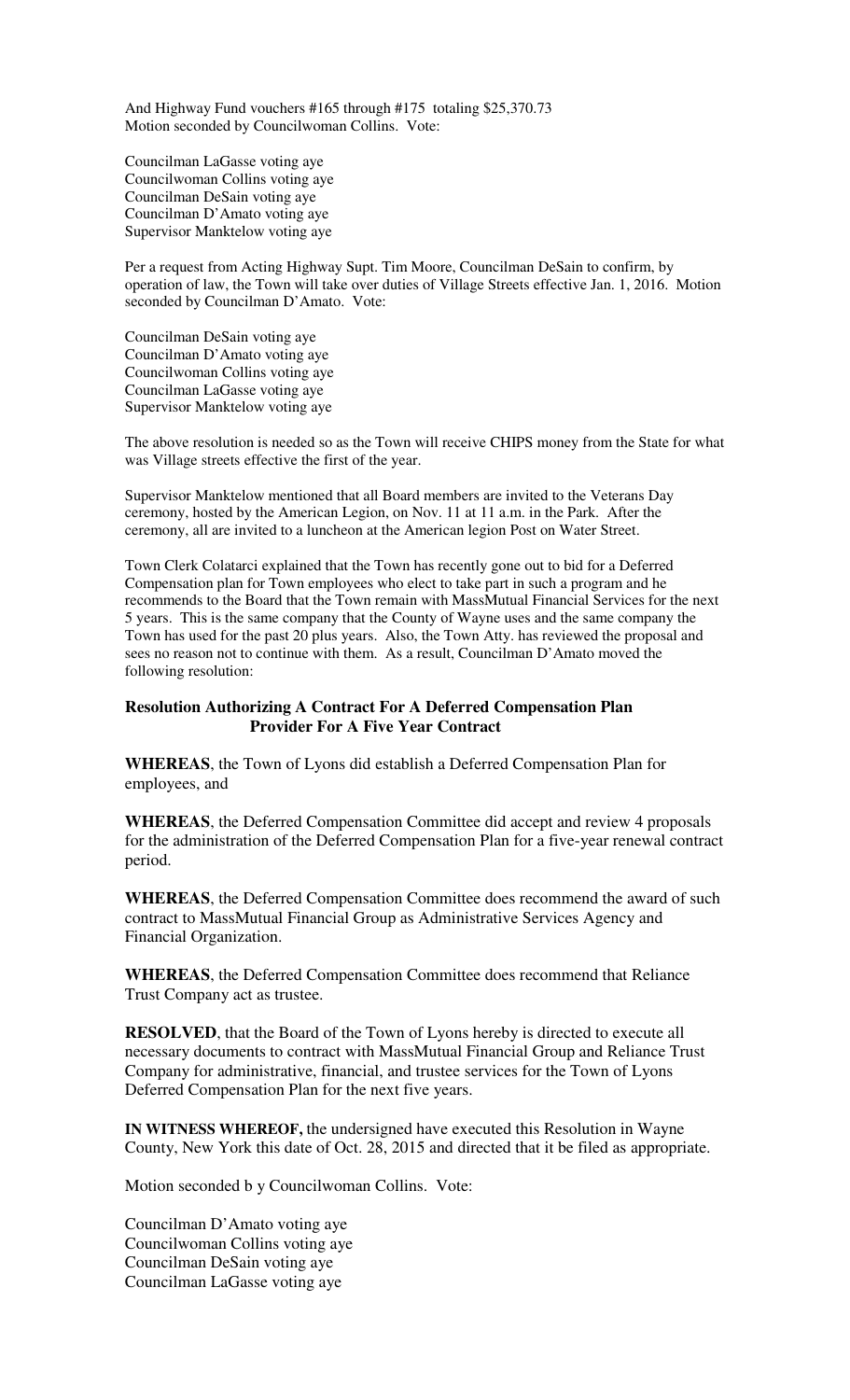And Highway Fund vouchers #165 through #175 totaling $25,370.73
Motion seconded by Councilwoman Collins. Vote:

Councilman LaGasse voting aye
Councilwoman Collins voting aye
Councilman DeSain voting aye
Councilman D'Amato voting aye
Supervisor Manktelow voting aye

Per a request from Acting Highway Supt. Tim Moore, Councilman DeSain to confirm, by operation of law, the Town will take over duties of Village Streets effective Jan. 1, 2016. Motion seconded by Councilman D'Amato. Vote:

Councilman DeSain voting aye
Councilman D'Amato voting aye
Councilwoman Collins voting aye
Councilman LaGasse voting aye
Supervisor Manktelow voting aye

The above resolution is needed so as the Town will receive CHIPS money from the State for what was Village streets effective the first of the year.

Supervisor Manktelow mentioned that all Board members are invited to the Veterans Day ceremony, hosted by the American Legion, on Nov. 11 at 11 a.m. in the Park. After the ceremony, all are invited to a luncheon at the American legion Post on Water Street.

Town Clerk Colatarci explained that the Town has recently gone out to bid for a Deferred Compensation plan for Town employees who elect to take part in such a program and he recommends to the Board that the Town remain with MassMutual Financial Services for the next 5 years. This is the same company that the County of Wayne uses and the same company the Town has used for the past 20 plus years. Also, the Town Atty. has reviewed the proposal and sees no reason not to continue with them. As a result, Councilman D'Amato moved the following resolution:

**Resolution Authorizing A Contract For A Deferred Compensation Plan Provider For A Five Year Contract**

**WHEREAS**, the Town of Lyons did establish a Deferred Compensation Plan for employees, and

**WHEREAS**, the Deferred Compensation Committee did accept and review 4 proposals for the administration of the Deferred Compensation Plan for a five-year renewal contract period.

**WHEREAS**, the Deferred Compensation Committee does recommend the award of such contract to MassMutual Financial Group as Administrative Services Agency and Financial Organization.

**WHEREAS**, the Deferred Compensation Committee does recommend that Reliance Trust Company act as trustee.

**RESOLVED**, that the Board of the Town of Lyons hereby is directed to execute all necessary documents to contract with MassMutual Financial Group and Reliance Trust Company for administrative, financial, and trustee services for the Town of Lyons Deferred Compensation Plan for the next five years.

**IN WITNESS WHEREOF,** the undersigned have executed this Resolution in Wayne County, New York this date of Oct. 28, 2015 and directed that it be filed as appropriate.

Motion seconded b y Councilwoman Collins. Vote:

Councilman D'Amato voting aye
Councilwoman Collins voting aye
Councilman DeSain voting aye
Councilman LaGasse voting aye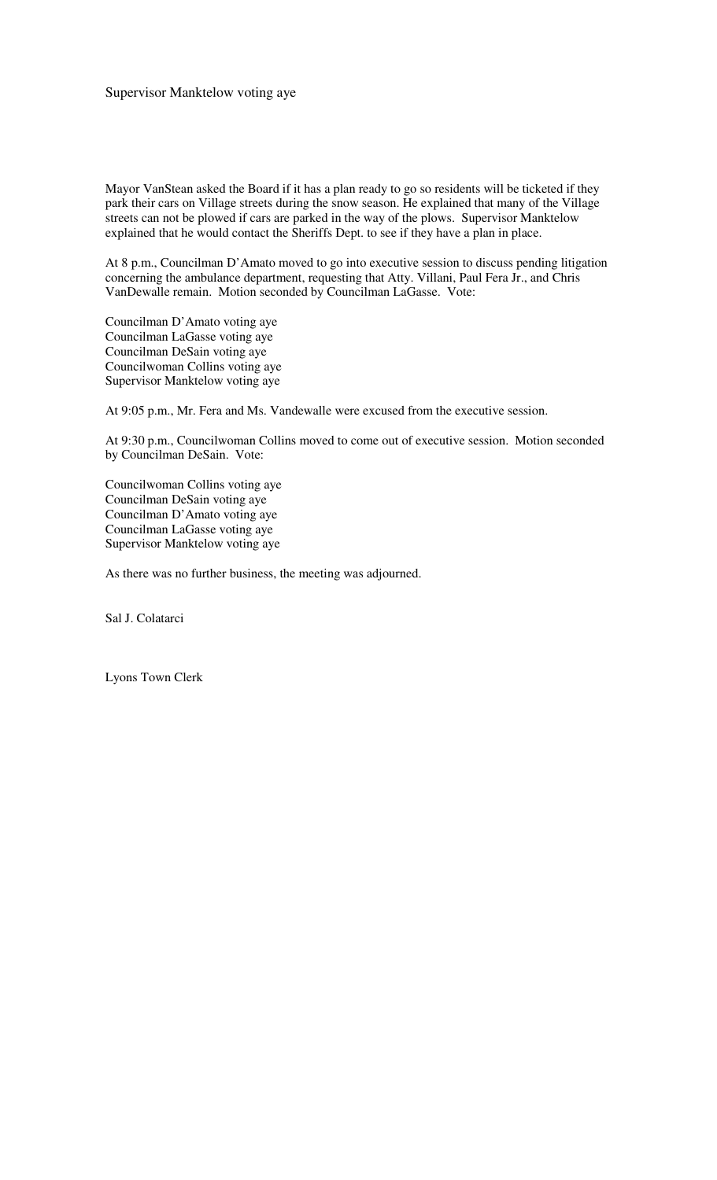Supervisor Manktelow voting aye

Mayor VanStean asked the Board if it has a plan ready to go so residents will be ticketed if they park their cars on Village streets during the snow season. He explained that many of the Village streets can not be plowed if cars are parked in the way of the plows. Supervisor Manktelow explained that he would contact the Sheriffs Dept. to see if they have a plan in place.

At 8 p.m., Councilman D'Amato moved to go into executive session to discuss pending litigation concerning the ambulance department, requesting that Atty. Villani, Paul Fera Jr., and Chris VanDewalle remain. Motion seconded by Councilman LaGasse. Vote:

Councilman D'Amato voting aye
Councilman LaGasse voting aye
Councilman DeSain voting aye
Councilwoman Collins voting aye
Supervisor Manktelow voting aye

At 9:05 p.m., Mr. Fera and Ms. Vandewalle were excused from the executive session.

At 9:30 p.m., Councilwoman Collins moved to come out of executive session. Motion seconded by Councilman DeSain. Vote:

Councilwoman Collins voting aye
Councilman DeSain voting aye
Councilman D'Amato voting aye
Councilman LaGasse voting aye
Supervisor Manktelow voting aye

As there was no further business, the meeting was adjourned.

Sal J. Colatarci

Lyons Town Clerk